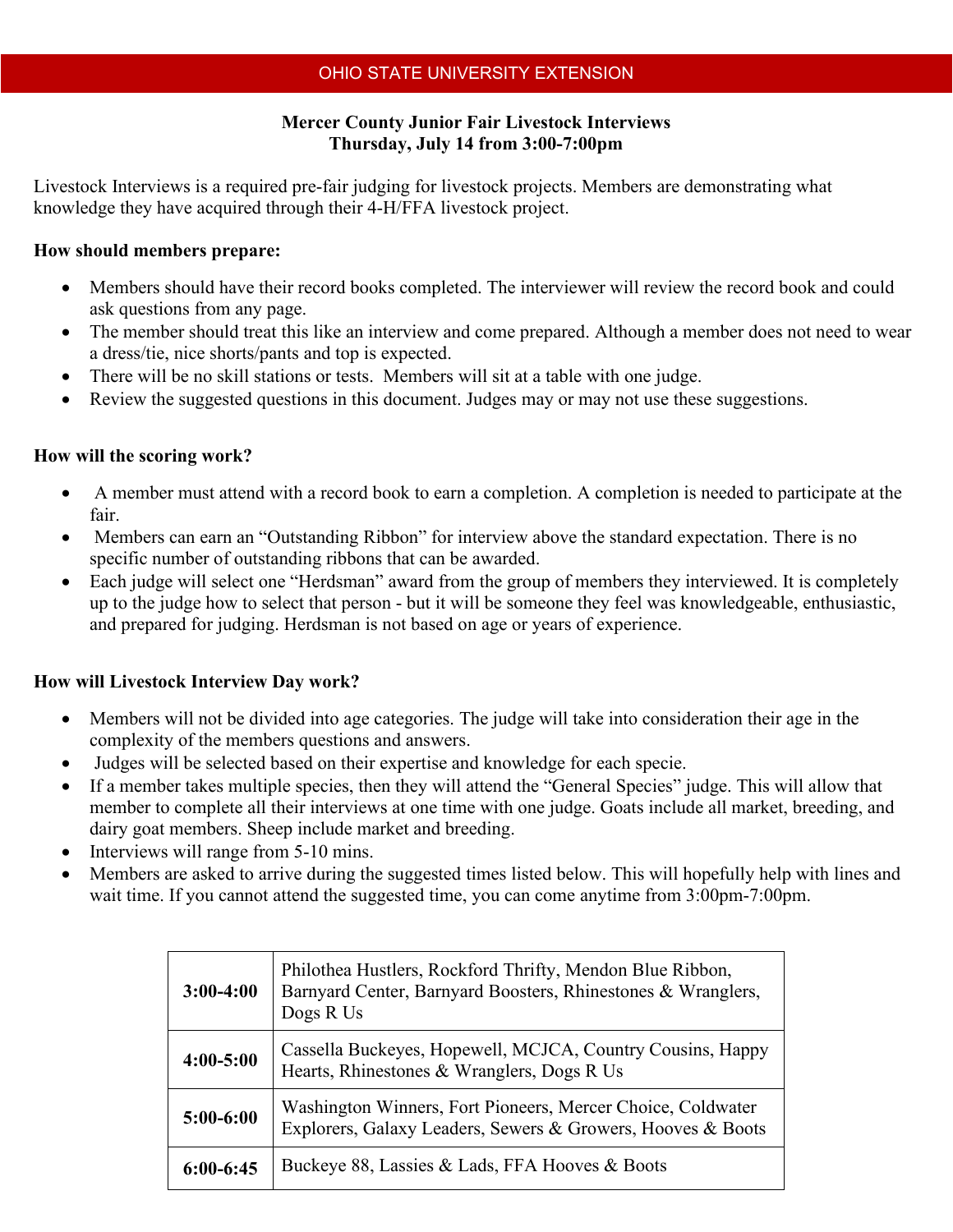OHIO STATE UNIVERSITY EXTENSION

# Mercer County Junior Fair Livestock Interviews
## Thursday, July 14 from 3:00-7:00pm

Livestock Interviews is a required pre-fair judging for livestock projects. Members are demonstrating what knowledge they have acquired through their 4-H/FFA livestock project.

### How should members prepare:

- Members should have their record books completed. The interviewer will review the record book and could ask questions from any page.
- The member should treat this like an interview and come prepared. Although a member does not need to wear a dress/tie, nice shorts/pants and top is expected.
- There will be no skill stations or tests. Members will sit at a table with one judge.
- Review the suggested questions in this document. Judges may or may not use these suggestions.

### How will the scoring work?

- A member must attend with a record book to earn a completion. A completion is needed to participate at the fair.
- Members can earn an "Outstanding Ribbon" for interview above the standard expectation. There is no specific number of outstanding ribbons that can be awarded.
- Each judge will select one "Herdsman" award from the group of members they interviewed. It is completely up to the judge how to select that person - but it will be someone they feel was knowledgeable, enthusiastic, and prepared for judging. Herdsman is not based on age or years of experience.

### How will Livestock Interview Day work?

- Members will not be divided into age categories. The judge will take into consideration their age in the complexity of the members questions and answers.
- Judges will be selected based on their expertise and knowledge for each specie.
- If a member takes multiple species, then they will attend the "General Species" judge. This will allow that member to complete all their interviews at one time with one judge. Goats include all market, breeding, and dairy goat members. Sheep include market and breeding.
- Interviews will range from 5-10 mins.
- Members are asked to arrive during the suggested times listed below. This will hopefully help with lines and wait time. If you cannot attend the suggested time, you can come anytime from 3:00pm-7:00pm.

| Time | Clubs |
|---|---|
| **3:00-4:00** | Philothea Hustlers, Rockford Thrifty, Mendon Blue Ribbon, Barnyard Center, Barnyard Boosters, Rhinestones & Wranglers, Dogs R Us |
| **4:00-5:00** | Cassella Buckeyes, Hopewell, MCJCA, Country Cousins, Happy Hearts, Rhinestones & Wranglers, Dogs R Us |
| **5:00-6:00** | Washington Winners, Fort Pioneers, Mercer Choice, Coldwater Explorers, Galaxy Leaders, Sewers & Growers, Hooves & Boots |
| **6:00-6:45** | Buckeye 88, Lassies & Lads, FFA Hooves & Boots |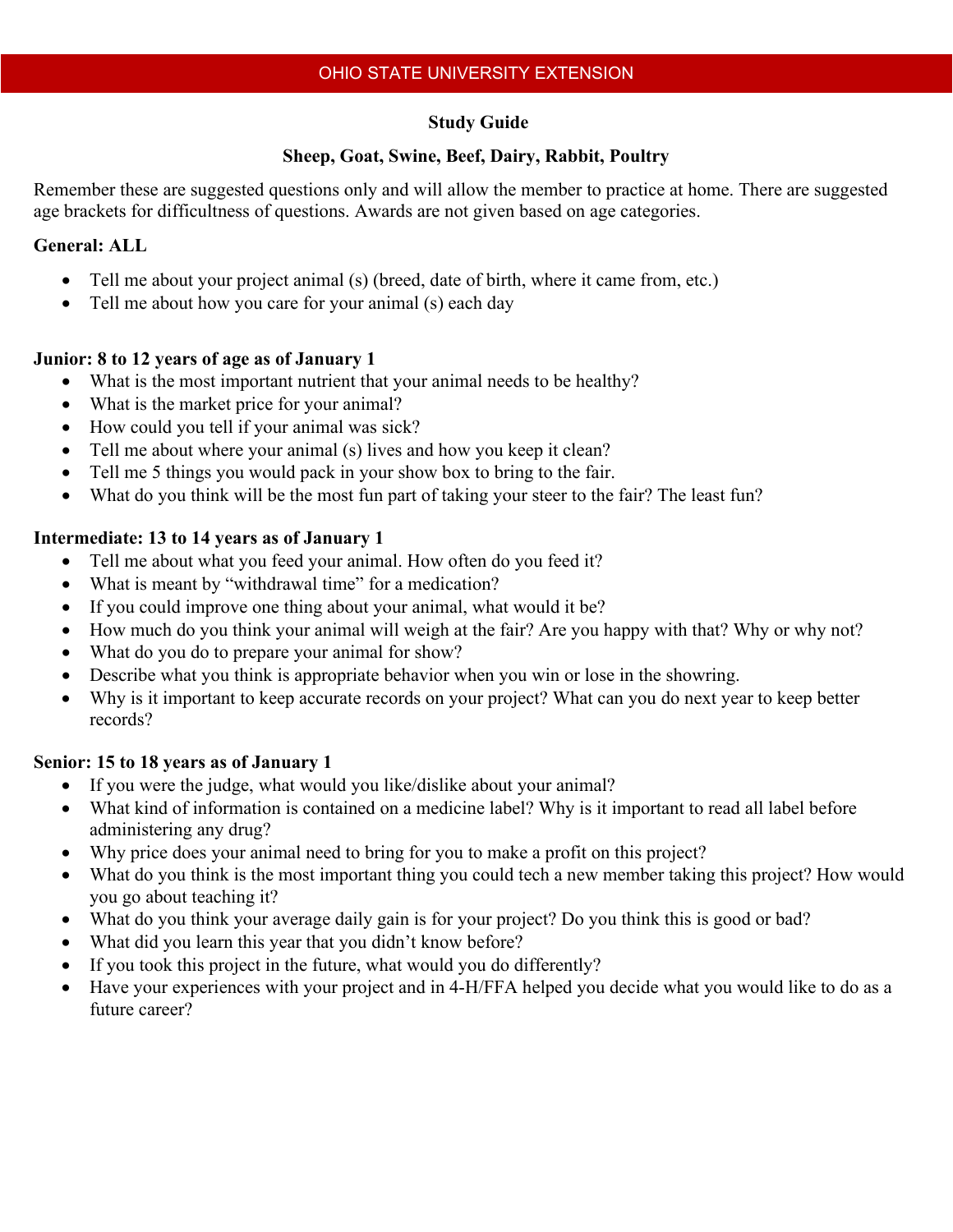OHIO STATE UNIVERSITY EXTENSION

**Study Guide**

**Sheep, Goat, Swine, Beef, Dairy, Rabbit, Poultry**

Remember these are suggested questions only and will allow the member to practice at home. There are suggested age brackets for difficultness of questions. Awards are not given based on age categories.

**General: ALL**

- Tell me about your project animal (s) (breed, date of birth, where it came from, etc.)
- Tell me about how you care for your animal (s) each day

**Junior: 8 to 12 years of age as of January 1**

- What is the most important nutrient that your animal needs to be healthy?
- What is the market price for your animal?
- How could you tell if your animal was sick?
- Tell me about where your animal (s) lives and how you keep it clean?
- Tell me 5 things you would pack in your show box to bring to the fair.
- What do you think will be the most fun part of taking your steer to the fair? The least fun?

**Intermediate: 13 to 14 years as of January 1**

- Tell me about what you feed your animal. How often do you feed it?
- What is meant by "withdrawal time" for a medication?
- If you could improve one thing about your animal, what would it be?
- How much do you think your animal will weigh at the fair? Are you happy with that? Why or why not?
- What do you do to prepare your animal for show?
- Describe what you think is appropriate behavior when you win or lose in the showring.
- Why is it important to keep accurate records on your project? What can you do next year to keep better records?

**Senior: 15 to 18 years as of January 1**

- If you were the judge, what would you like/dislike about your animal?
- What kind of information is contained on a medicine label? Why is it important to read all label before administering any drug?
- Why price does your animal need to bring for you to make a profit on this project?
- What do you think is the most important thing you could tech a new member taking this project? How would you go about teaching it?
- What do you think your average daily gain is for your project? Do you think this is good or bad?
- What did you learn this year that you didn't know before?
- If you took this project in the future, what would you do differently?
- Have your experiences with your project and in 4-H/FFA helped you decide what you would like to do as a future career?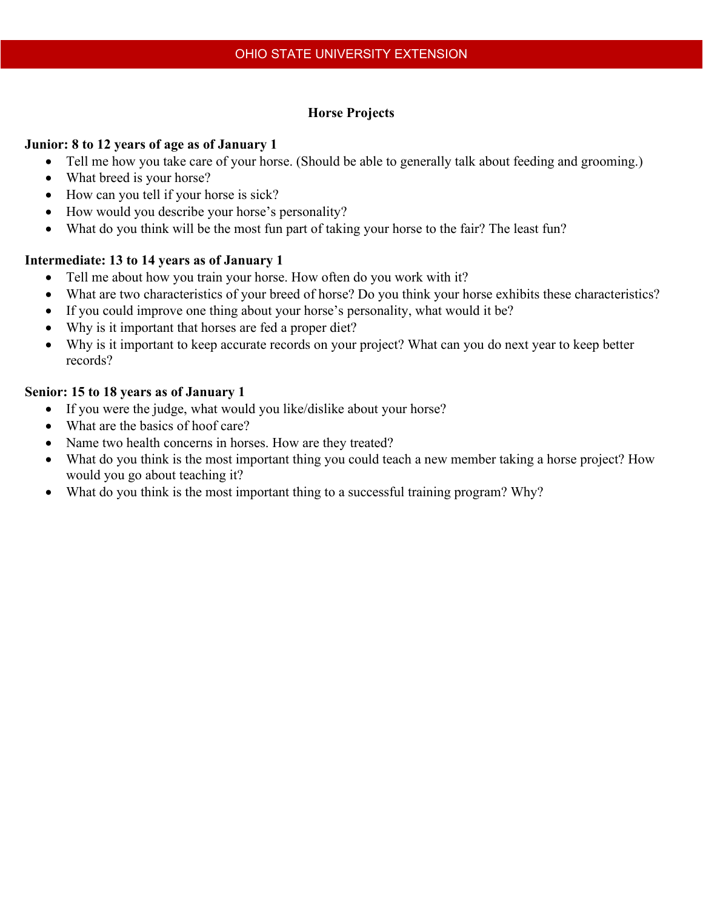## Horse Projects

**Junior: 8 to 12 years of age as of January 1**

- Tell me how you take care of your horse. (Should be able to generally talk about feeding and grooming.)
- What breed is your horse?
- How can you tell if your horse is sick?
- How would you describe your horse's personality?
- What do you think will be the most fun part of taking your horse to the fair? The least fun?

**Intermediate: 13 to 14 years as of January 1**

- Tell me about how you train your horse. How often do you work with it?
- What are two characteristics of your breed of horse? Do you think your horse exhibits these characteristics?
- If you could improve one thing about your horse's personality, what would it be?
- Why is it important that horses are fed a proper diet?
- Why is it important to keep accurate records on your project? What can you do next year to keep better records?

**Senior: 15 to 18 years as of January 1**

- If you were the judge, what would you like/dislike about your horse?
- What are the basics of hoof care?
- Name two health concerns in horses. How are they treated?
- What do you think is the most important thing you could teach a new member taking a horse project? How would you go about teaching it?
- What do you think is the most important thing to a successful training program? Why?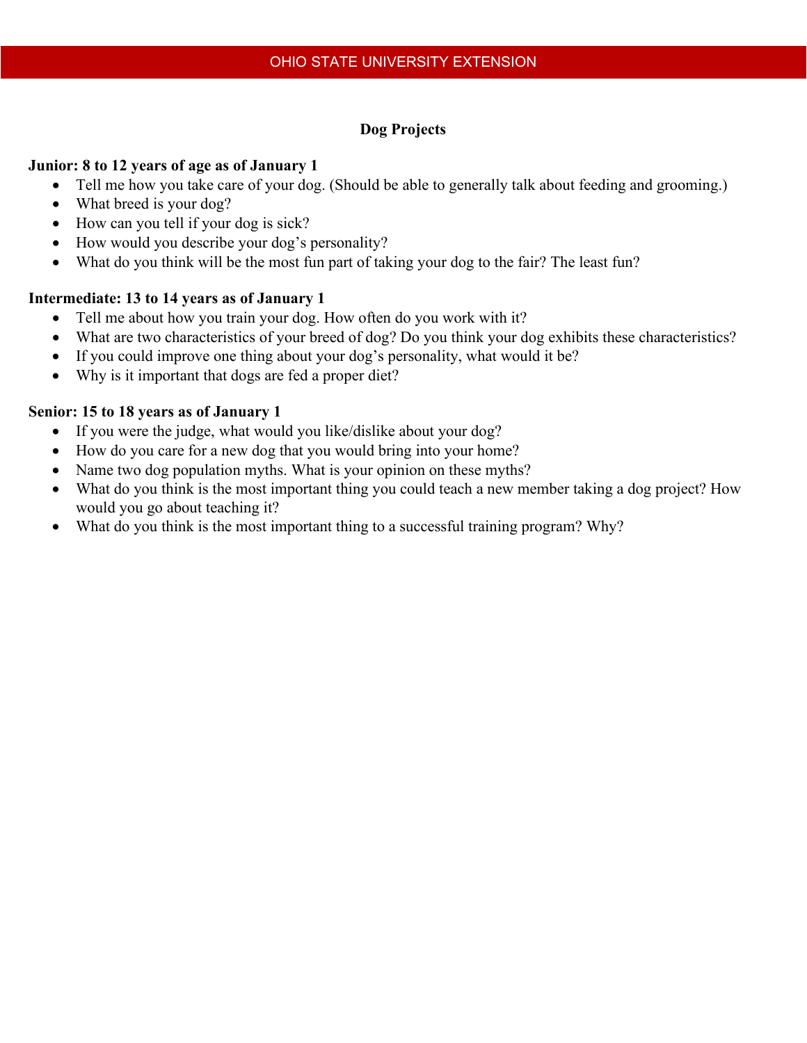## Dog Projects

**Junior: 8 to 12 years of age as of January 1**

- Tell me how you take care of your dog. (Should be able to generally talk about feeding and grooming.)
- What breed is your dog?
- How can you tell if your dog is sick?
- How would you describe your dog's personality?
- What do you think will be the most fun part of taking your dog to the fair? The least fun?

**Intermediate: 13 to 14 years as of January 1**

- Tell me about how you train your dog. How often do you work with it?
- What are two characteristics of your breed of dog? Do you think your dog exhibits these characteristics?
- If you could improve one thing about your dog's personality, what would it be?
- Why is it important that dogs are fed a proper diet?

**Senior: 15 to 18 years as of January 1**

- If you were the judge, what would you like/dislike about your dog?
- How do you care for a new dog that you would bring into your home?
- Name two dog population myths. What is your opinion on these myths?
- What do you think is the most important thing you could teach a new member taking a dog project? How would you go about teaching it?
- What do you think is the most important thing to a successful training program? Why?